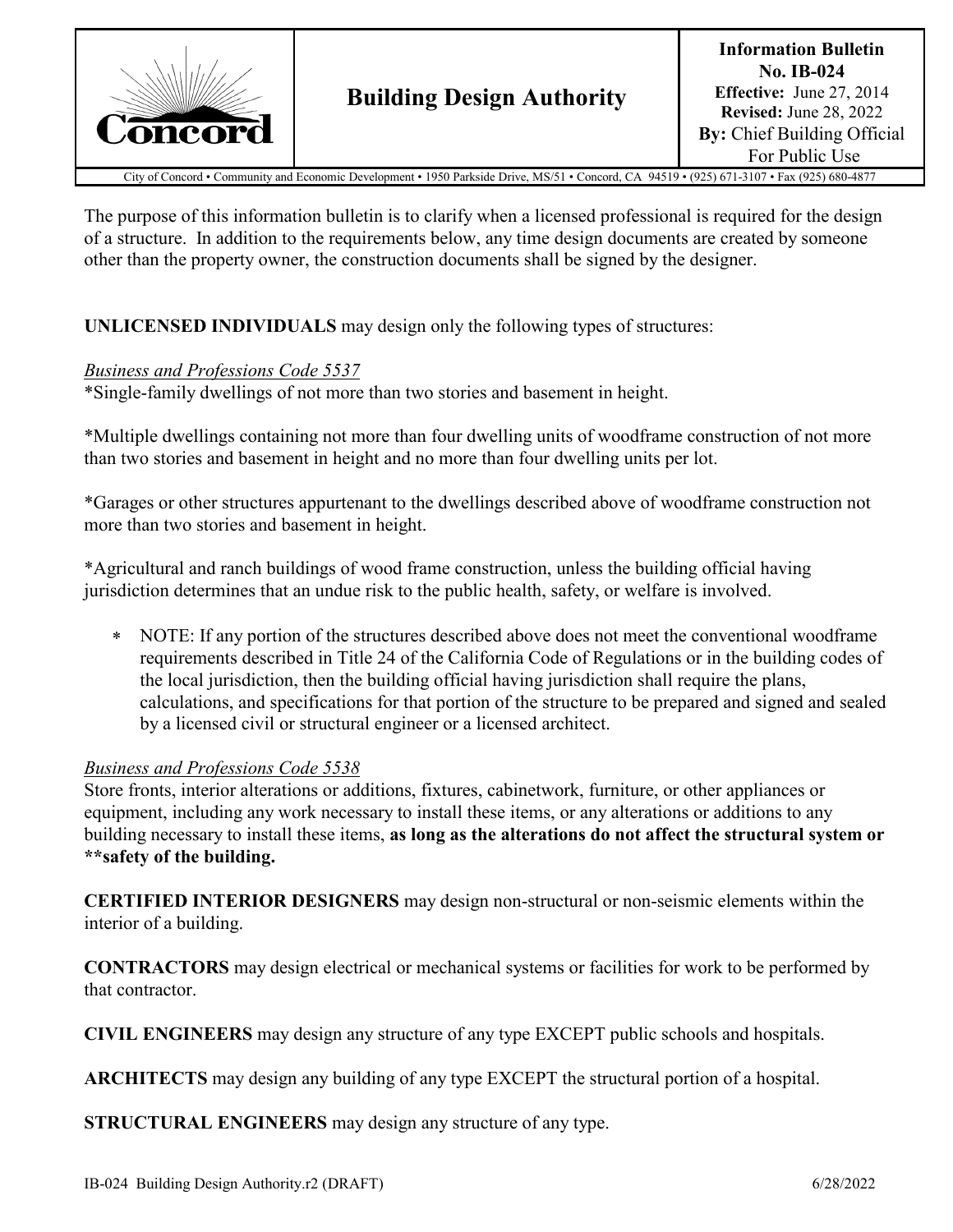| Concord | # Building Design Authority | **Information Bulletin** **No. IB-024** **Effective:** June 27, 2014 **Revised:** June 28, 2022 **By:** Chief Building Official For Public Use |
|---|---|---|

City of Concord • Community and Economic Development • 1950 Parkside Drive, MS/51 • Concord, CA 94519 • (925) 671-3107 • Fax (925) 680-4877

The purpose of this information bulletin is to clarify when a licensed professional is required for the design of a structure. In addition to the requirements below, any time design documents are created by someone other than the property owner, the construction documents shall be signed by the designer.

**UNLICENSED INDIVIDUALS** may design only the following types of structures:

*Business and Professions Code 5537*

*Single-family dwellings of not more than two stories and basement in height.

*Multiple dwellings containing not more than four dwelling units of woodframe construction of not more than two stories and basement in height and no more than four dwelling units per lot.

*Garages or other structures appurtenant to the dwellings described above of woodframe construction not more than two stories and basement in height.

*Agricultural and ranch buildings of wood frame construction, unless the building official having jurisdiction determines that an undue risk to the public health, safety, or welfare is involved.

- NOTE: If any portion of the structures described above does not meet the conventional woodframe requirements described in Title 24 of the California Code of Regulations or in the building codes of the local jurisdiction, then the building official having jurisdiction shall require the plans, calculations, and specifications for that portion of the structure to be prepared and signed and sealed by a licensed civil or structural engineer or a licensed architect.

*Business and Professions Code 5538*

Store fronts, interior alterations or additions, fixtures, cabinetwork, furniture, or other appliances or equipment, including any work necessary to install these items, or any alterations or additions to any building necessary to install these items, **as long as the alterations do not affect the structural system or **safety of the building.**

**CERTIFIED INTERIOR DESIGNERS** may design non-structural or non-seismic elements within the interior of a building.

**CONTRACTORS** may design electrical or mechanical systems or facilities for work to be performed by that contractor.

**CIVIL ENGINEERS** may design any structure of any type EXCEPT public schools and hospitals.

**ARCHITECTS** may design any building of any type EXCEPT the structural portion of a hospital.

**STRUCTURAL ENGINEERS** may design any structure of any type.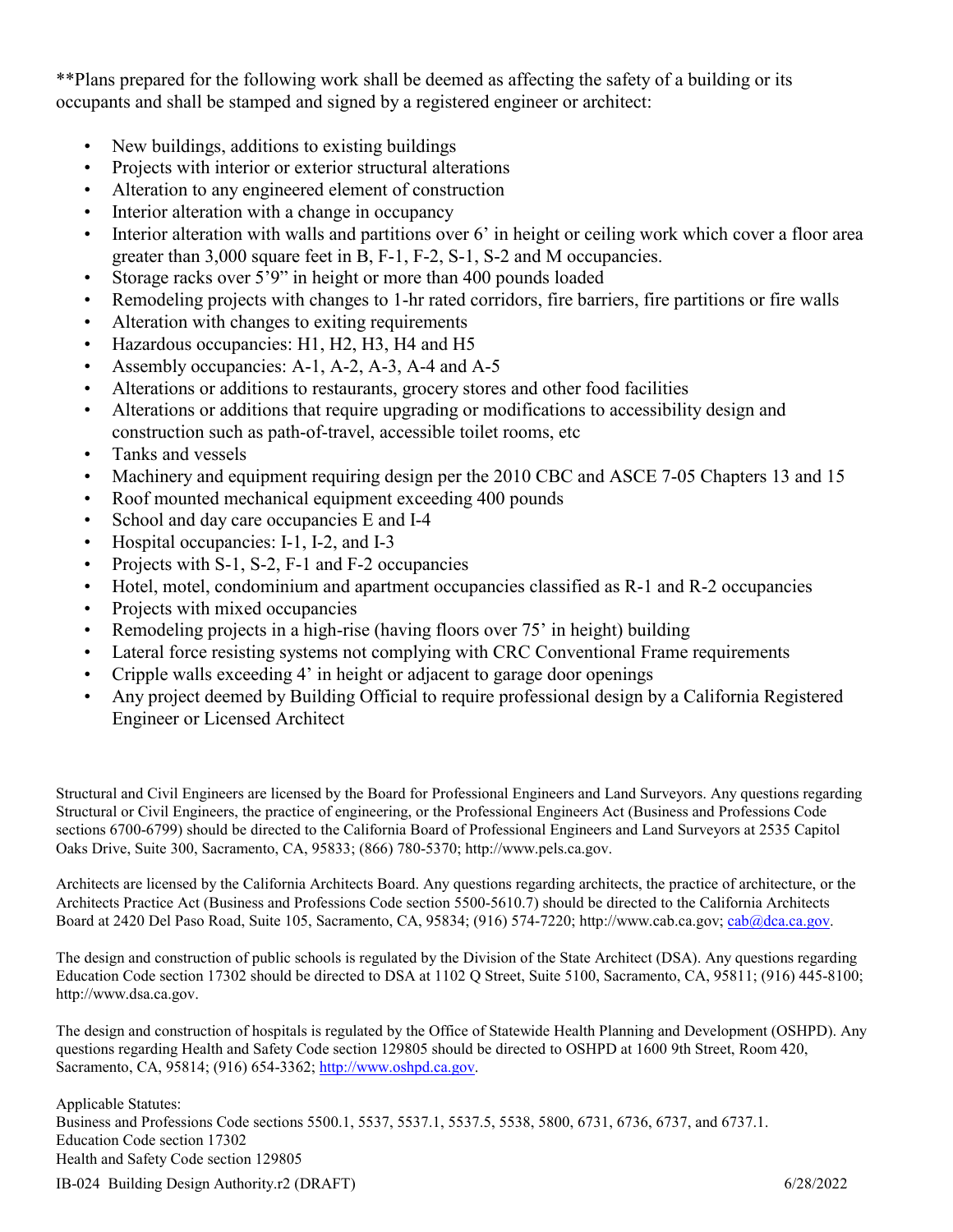**Plans prepared for the following work shall be deemed as affecting the safety of a building or its occupants and shall be stamped and signed by a registered engineer or architect:

- New buildings, additions to existing buildings
- Projects with interior or exterior structural alterations
- Alteration to any engineered element of construction
- Interior alteration with a change in occupancy
- Interior alteration with walls and partitions over 6' in height or ceiling work which cover a floor area greater than 3,000 square feet in B, F-1, F-2, S-1, S-2 and M occupancies.
- Storage racks over 5'9" in height or more than 400 pounds loaded
- Remodeling projects with changes to 1-hr rated corridors, fire barriers, fire partitions or fire walls
- Alteration with changes to exiting requirements
- Hazardous occupancies: H1, H2, H3, H4 and H5
- Assembly occupancies: A-1, A-2, A-3, A-4 and A-5
- Alterations or additions to restaurants, grocery stores and other food facilities
- Alterations or additions that require upgrading or modifications to accessibility design and construction such as path-of-travel, accessible toilet rooms, etc
- Tanks and vessels
- Machinery and equipment requiring design per the 2010 CBC and ASCE 7-05 Chapters 13 and 15
- Roof mounted mechanical equipment exceeding 400 pounds
- School and day care occupancies E and I-4
- Hospital occupancies: I-1, I-2, and I-3
- Projects with S-1, S-2, F-1 and F-2 occupancies
- Hotel, motel, condominium and apartment occupancies classified as R-1 and R-2 occupancies
- Projects with mixed occupancies
- Remodeling projects in a high-rise (having floors over 75' in height) building
- Lateral force resisting systems not complying with CRC Conventional Frame requirements
- Cripple walls exceeding 4' in height or adjacent to garage door openings
- Any project deemed by Building Official to require professional design by a California Registered Engineer or Licensed Architect

Structural and Civil Engineers are licensed by the Board for Professional Engineers and Land Surveyors. Any questions regarding Structural or Civil Engineers, the practice of engineering, or the Professional Engineers Act (Business and Professions Code sections 6700-6799) should be directed to the California Board of Professional Engineers and Land Surveyors at 2535 Capitol Oaks Drive, Suite 300, Sacramento, CA, 95833; (866) 780-5370; http://www.pels.ca.gov.

Architects are licensed by the California Architects Board. Any questions regarding architects, the practice of architecture, or the Architects Practice Act (Business and Professions Code section 5500-5610.7) should be directed to the California Architects Board at 2420 Del Paso Road, Suite 105, Sacramento, CA, 95834; (916) 574-7220; http://www.cab.ca.gov; cab@dca.ca.gov.

The design and construction of public schools is regulated by the Division of the State Architect (DSA). Any questions regarding Education Code section 17302 should be directed to DSA at 1102 Q Street, Suite 5100, Sacramento, CA, 95811; (916) 445-8100; http://www.dsa.ca.gov.

The design and construction of hospitals is regulated by the Office of Statewide Health Planning and Development (OSHPD). Any questions regarding Health and Safety Code section 129805 should be directed to OSHPD at 1600 9th Street, Room 420, Sacramento, CA, 95814; (916) 654-3362; http://www.oshpd.ca.gov.

Applicable Statutes:
Business and Professions Code sections 5500.1, 5537, 5537.1, 5537.5, 5538, 5800, 6731, 6736, 6737, and 6737.1.
Education Code section 17302
Health and Safety Code section 129805

IB-024 Building Design Authority.r2 (DRAFT) 6/28/2022